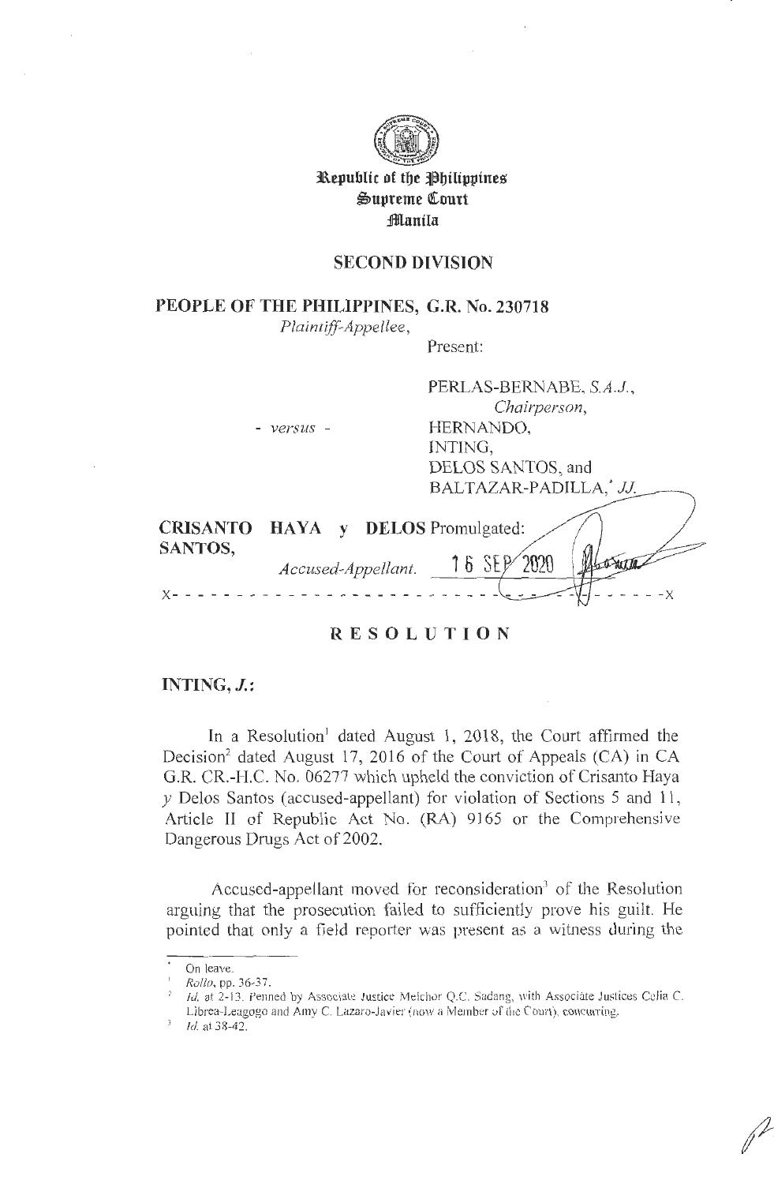**Republic of the Philippines**
**Supreme Court**
**Manila**

## SECOND DIVISION

**PEOPLE OF THE PHILIPPINES,** *Plaintiff-Appellee,*

- *versus* -

**CRISANTO HAYA y DELOS SANTOS,** *Accused-Appellant.*

**G.R. No. 230718**

Present:

PERLAS-BERNABE, *S.A.J.*, *Chairperson*,
HERNANDO,
INTING,
DELOS SANTOS, and
BALTAZAR-PADILLA,* *JJ.*

Promulgated:

16 SEP 2020

x- - - - - - - - - - - - - - - - - - - - - - - - - - - - - - - - - - - -x

## RESOLUTION

**INTING, *J.*:**

In a Resolution[1] dated August 1, 2018, the Court affirmed the Decision[2] dated August 17, 2016 of the Court of Appeals (CA) in CA G.R. CR.-H.C. No. 06277 which upheld the conviction of Crisanto Haya *y* Delos Santos (accused-appellant) for violation of Sections 5 and 11, Article II of Republic Act No. (RA) 9165 or the Comprehensive Dangerous Drugs Act of 2002.

Accused-appellant moved for reconsideration[3] of the Resolution arguing that the prosecution failed to sufficiently prove his guilt. He pointed that only a field reporter was present as a witness during the

---

\* On leave.

[1] *Rollo*, pp. 36-37.

[2] *Id.* at 2-13. Penned by Associate Justice Melchor Q.C. Sadang, with Associate Justices Celia C. Librea-Leagogo and Amy C. Lazaro-Javier (now a Member of the Court), concurring.

[3] *Id.* at 38-42.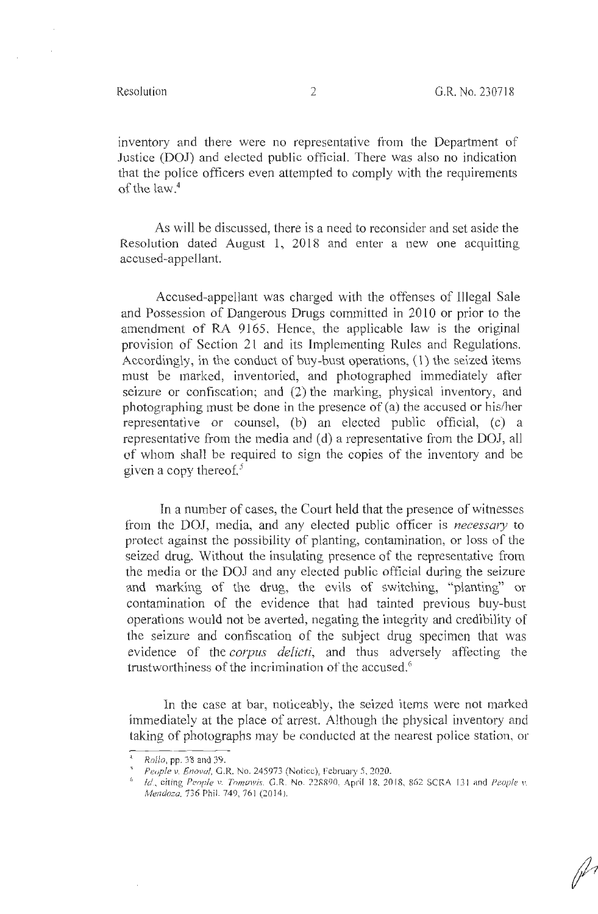inventory and there were no representative from the Department of Justice (DOJ) and elected public official. There was also no indication that the police officers even attempted to comply with the requirements of the law.[4]

As will be discussed, there is a need to reconsider and set aside the Resolution dated August 1, 2018 and enter a new one acquitting accused-appellant.

Accused-appellant was charged with the offenses of Illegal Sale and Possession of Dangerous Drugs committed in 2010 or prior to the amendment of RA 9165. Hence, the applicable law is the original provision of Section 21 and its Implementing Rules and Regulations. Accordingly, in the conduct of buy-bust operations, (1) the seized items must be marked, inventoried, and photographed immediately after seizure or confiscation; and (2) the marking, physical inventory, and photographing must be done in the presence of (a) the accused or his/her representative or counsel, (b) an elected public official, (c) a representative from the media and (d) a representative from the DOJ, all of whom shall be required to sign the copies of the inventory and be given a copy thereof.[5]

In a number of cases, the Court held that the presence of witnesses from the DOJ, media, and any elected public officer is *necessary* to protect against the possibility of planting, contamination, or loss of the seized drug. Without the insulating presence of the representative from the media or the DOJ and any elected public official during the seizure and marking of the drug, the evils of switching, "planting" or contamination of the evidence that had tainted previous buy-bust operations would not be averted, negating the integrity and credibility of the seizure and confiscation of the subject drug specimen that was evidence of the *corpus delicti*, and thus adversely affecting the trustworthiness of the incrimination of the accused.[6]

In the case at bar, noticeably, the seized items were not marked immediately at the place of arrest. Although the physical inventory and taking of photographs may be conducted at the nearest police station, or

---

[4] *Rollo*, pp. 38 and 39.

[5] *People v. Enoval*, G.R. No. 245973 (Notice), February 5, 2020.

[6] *Id.*, citing *People v. Tomawis*, G.R. No. 228890, April 18, 2018, 862 SCRA 131 and *People v. Mendoza*, 736 Phil. 749, 761 (2014).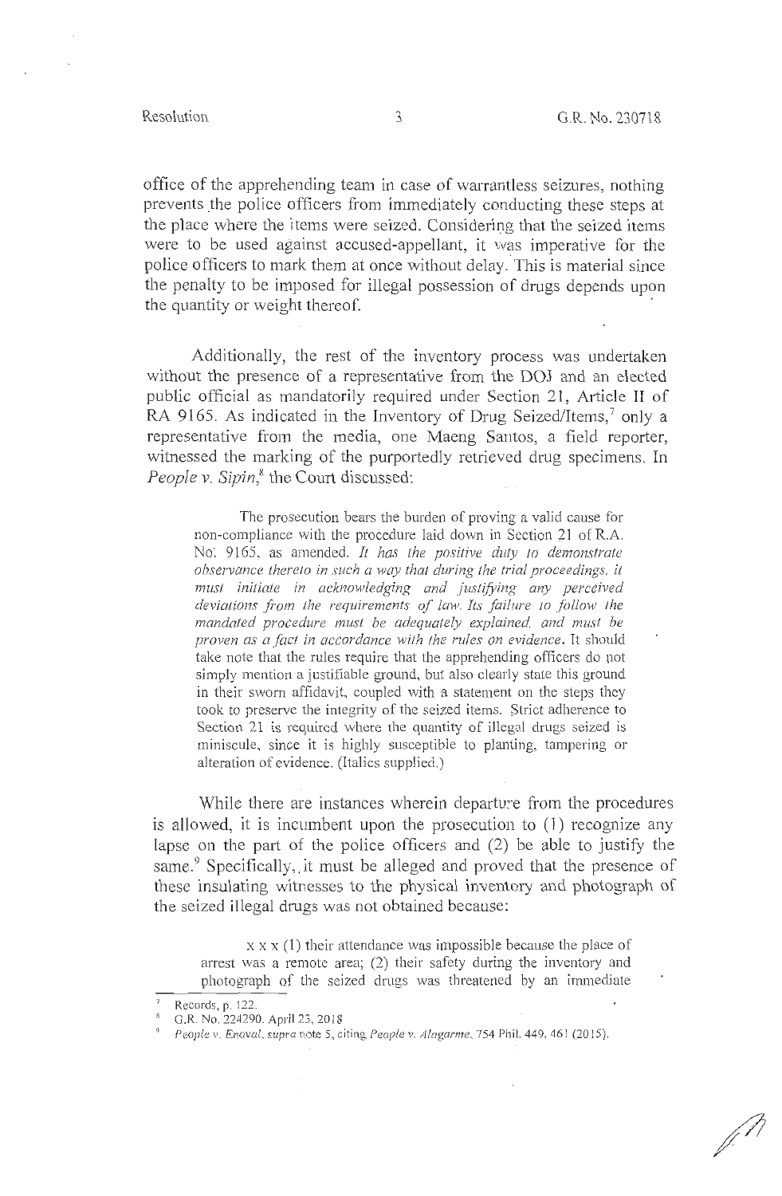office of the apprehending team in case of warrantless seizures, nothing prevents the police officers from immediately conducting these steps at the place where the items were seized. Considering that the seized items were to be used against accused-appellant, it was imperative for the police officers to mark them at once without delay. This is material since the penalty to be imposed for illegal possession of drugs depends upon the quantity or weight thereof.

Additionally, the rest of the inventory process was undertaken without the presence of a representative from the DOJ and an elected public official as mandatorily required under Section 21, Article II of RA 9165. As indicated in the Inventory of Drug Seized/Items,[7] only a representative from the media, one Maeng Santos, a field reporter, witnessed the marking of the purportedly retrieved drug specimens. In *People v. Sipin*,[8] the Court discussed:

> The prosecution bears the burden of proving a valid cause for non-compliance with the procedure laid down in Section 21 of R.A. No. 9165, as amended. *It has the positive duty to demonstrate observance thereto in such a way that during the trial proceedings, it must initiate in acknowledging and justifying any perceived deviations from the requirements of law. Its failure to follow the mandated procedure must be adequately explained, and must be proven as a fact in accordance with the rules on evidence.* It should take note that the rules require that the apprehending officers do not simply mention a justifiable ground, but also clearly state this ground in their sworn affidavit, coupled with a statement on the steps they took to preserve the integrity of the seized items. Strict adherence to Section 21 is required where the quantity of illegal drugs seized is miniscule, since it is highly susceptible to planting, tampering or alteration of evidence. (Italics supplied.)

While there are instances wherein departure from the procedures is allowed, it is incumbent upon the prosecution to (1) recognize any lapse on the part of the police officers and (2) be able to justify the same.[9] Specifically, it must be alleged and proved that the presence of these insulating witnesses to the physical inventory and photograph of the seized illegal drugs was not obtained because:

> x x x (1) their attendance was impossible because the place of arrest was a remote area; (2) their safety during the inventory and photograph of the seized drugs was threatened by an immediate

---

[7] Records, p. 122.

[8] G.R. No. 224290, April 23, 2018

[9] *People v. Enoval*, *supra* note 5, citing *People v. Alagarme*, 754 Phil. 449, 461 (2015).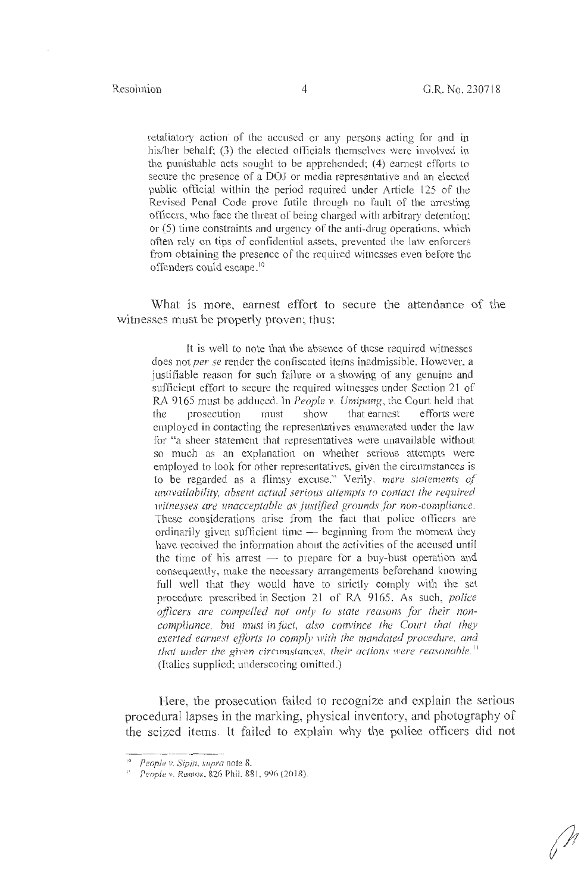> retaliatory action of the accused or any persons acting for and in his/her behalf; (3) the elected officials themselves were involved in the punishable acts sought to be apprehended; (4) earnest efforts to secure the presence of a DOJ or media representative and an elected public official within the period required under Article 125 of the Revised Penal Code prove futile through no fault of the arresting officers, who face the threat of being charged with arbitrary detention; or (5) time constraints and urgency of the anti-drug operations, which often rely on tips of confidential assets, prevented the law enforcers from obtaining the presence of the required witnesses even before the offenders could escape.[10]

What is more, earnest effort to secure the attendance of the witnesses must be properly proven; thus:

> It is well to note that the absence of these required witnesses does not *per se* render the confiscated items inadmissible. However, a justifiable reason for such failure or a showing of any genuine and sufficient effort to secure the required witnesses under Section 21 of RA 9165 must be adduced. In *People v. Umipang*, the Court held that the prosecution must show that earnest efforts were employed in contacting the representatives enumerated under the law for "a sheer statement that representatives were unavailable without so much as an explanation on whether serious attempts were employed to look for other representatives, given the circumstances is to be regarded as a flimsy excuse." Verily, *mere statements of unavailability, absent actual serious attempts to contact the required witnesses are unacceptable as justified grounds for non-compliance.* These considerations arise from the fact that police officers are ordinarily given sufficient time — beginning from the moment they have received the information about the activities of the accused until the time of his arrest — to prepare for a buy-bust operation and consequently, make the necessary arrangements beforehand knowing full well that they would have to strictly comply with the set procedure prescribed in Section 21 of RA 9165. As such, *police officers are compelled not only to state reasons for their non-compliance, but must in fact, also convince the Court that they exerted earnest efforts to comply with the mandated procedure, and that under the given circumstances, their actions were reasonable.*[11] (Italics supplied; underscoring omitted.)

Here, the prosecution failed to recognize and explain the serious procedural lapses in the marking, physical inventory, and photography of the seized items. It failed to explain why the police officers did not

---

[10] *People v. Sipin, supra* note 8.

[11] *People v. Ramos*, 826 Phil. 881, 996 (2018).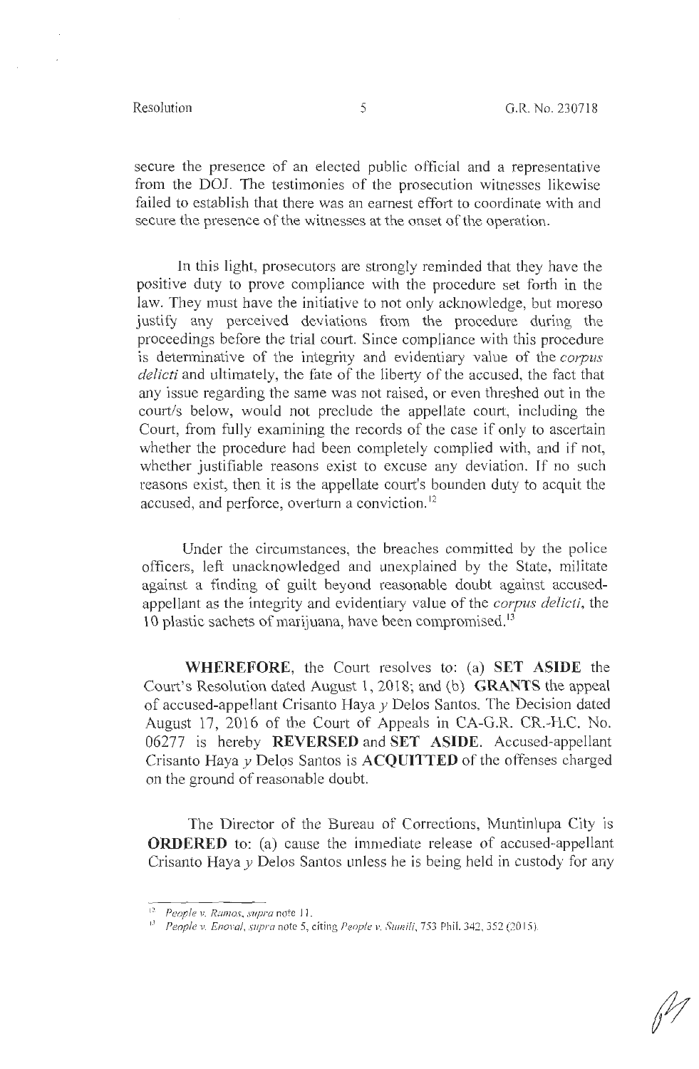secure the presence of an elected public official and a representative from the DOJ. The testimonies of the prosecution witnesses likewise failed to establish that there was an earnest effort to coordinate with and secure the presence of the witnesses at the onset of the operation.

In this light, prosecutors are strongly reminded that they have the positive duty to prove compliance with the procedure set forth in the law. They must have the initiative to not only acknowledge, but moreso justify any perceived deviations from the procedure during the proceedings before the trial court. Since compliance with this procedure is determinative of the integrity and evidentiary value of the *corpus delicti* and ultimately, the fate of the liberty of the accused, the fact that any issue regarding the same was not raised, or even threshed out in the court/s below, would not preclude the appellate court, including the Court, from fully examining the records of the case if only to ascertain whether the procedure had been completely complied with, and if not, whether justifiable reasons exist to excuse any deviation. If no such reasons exist, then it is the appellate court's bounden duty to acquit the accused, and perforce, overturn a conviction.[12]

Under the circumstances, the breaches committed by the police officers, left unacknowledged and unexplained by the State, militate against a finding of guilt beyond reasonable doubt against accused-appellant as the integrity and evidentiary value of the *corpus delicti*, the 10 plastic sachets of marijuana, have been compromised.[13]

**WHEREFORE**, the Court resolves to: (a) **SET ASIDE** the Court's Resolution dated August 1, 2018; and (b) **GRANTS** the appeal of accused-appellant Crisanto Haya *y* Delos Santos. The Decision dated August 17, 2016 of the Court of Appeals in CA-G.R. CR.-H.C. No. 06277 is hereby **REVERSED** and **SET ASIDE**. Accused-appellant Crisanto Haya *y* Delos Santos is **ACQUITTED** of the offenses charged on the ground of reasonable doubt.

The Director of the Bureau of Corrections, Muntinlupa City is **ORDERED** to: (a) cause the immediate release of accused-appellant Crisanto Haya *y* Delos Santos unless he is being held in custody for any

---

[12] *People v. Ramos*, *supra* note 11.

[13] *People v. Enoval*, *supra* note 5, citing *People v. Sumili*, 753 Phil. 342, 352 (2015).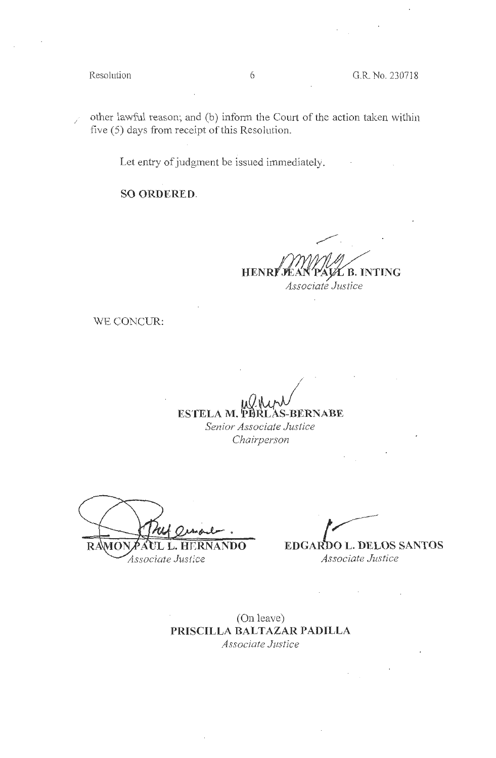other lawful reason; and (b) inform the Court of the action taken within five (5) days from receipt of this Resolution.

Let entry of judgment be issued immediately.

**SO ORDERED.**

**HENRI JEAN PAUL B. INTING**
*Associate Justice*

WE CONCUR:

**ESTELA M. PERLAS-BERNABE**
*Senior Associate Justice*
*Chairperson*

**RAMON PAUL L. HERNANDO**
*Associate Justice*

**EDGARDO L. DELOS SANTOS**
*Associate Justice*

(On leave)
**PRISCILLA BALTAZAR PADILLA**
*Associate Justice*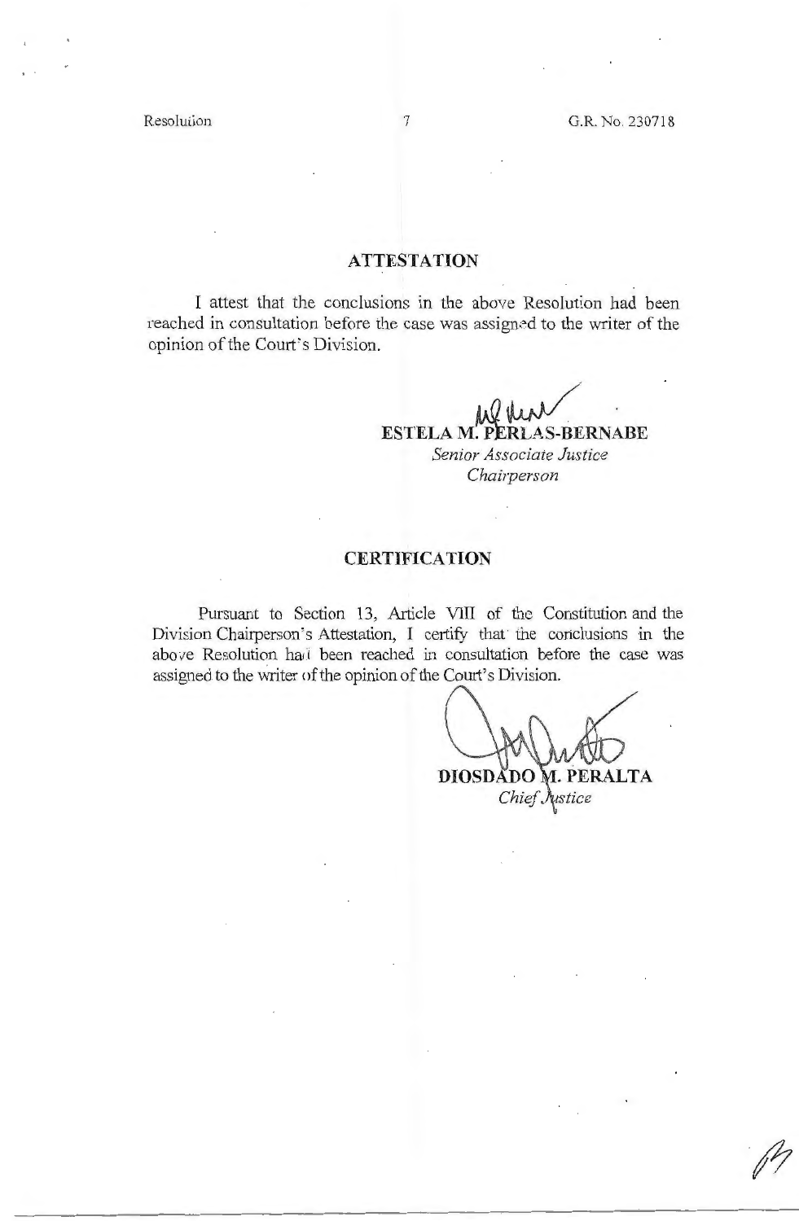## ATTESTATION

I attest that the conclusions in the above Resolution had been reached in consultation before the case was assigned to the writer of the opinion of the Court's Division.

**ESTELA M. PERLAS-BERNABE**
*Senior Associate Justice*
*Chairperson*

## CERTIFICATION

Pursuant to Section 13, Article VIII of the Constitution and the Division Chairperson's Attestation, I certify that the conclusions in the above Resolution had been reached in consultation before the case was assigned to the writer of the opinion of the Court's Division.

**DIOSDADO M. PERALTA**
*Chief Justice*